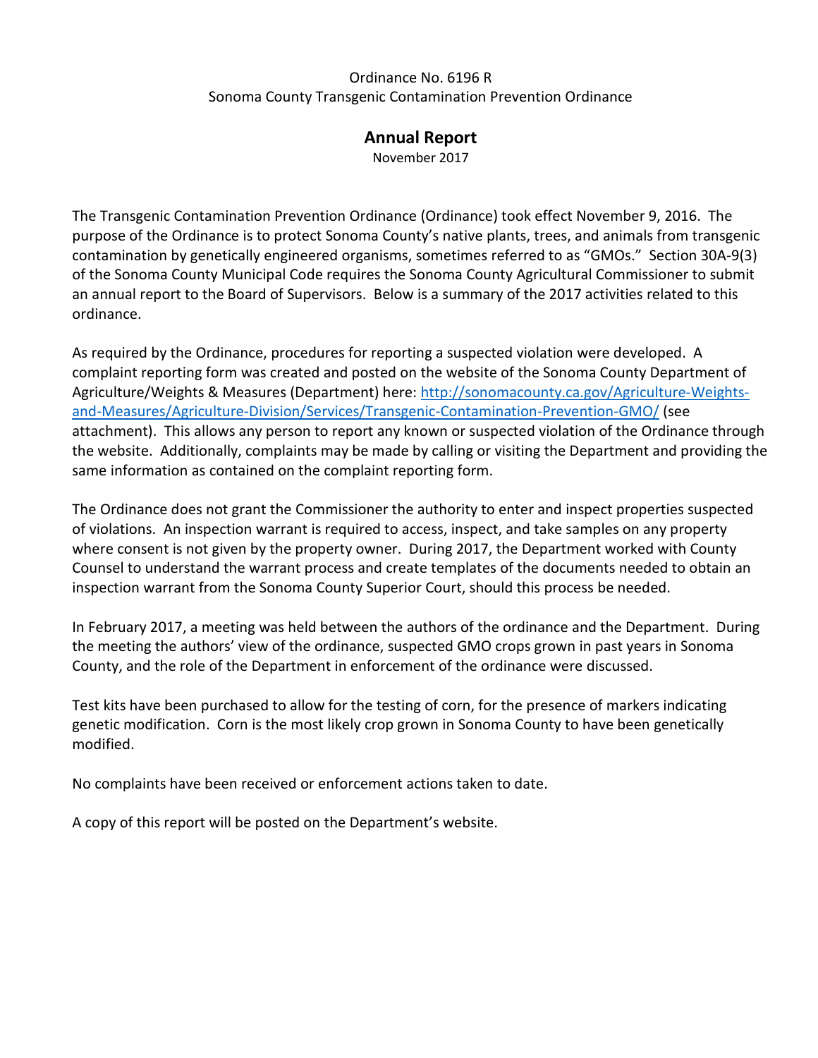Ordinance No. 6196 R
Sonoma County Transgenic Contamination Prevention Ordinance

# Annual Report

November 2017

The Transgenic Contamination Prevention Ordinance (Ordinance) took effect November 9, 2016. The purpose of the Ordinance is to protect Sonoma County's native plants, trees, and animals from transgenic contamination by genetically engineered organisms, sometimes referred to as "GMOs." Section 30A-9(3) of the Sonoma County Municipal Code requires the Sonoma County Agricultural Commissioner to submit an annual report to the Board of Supervisors. Below is a summary of the 2017 activities related to this ordinance.

As required by the Ordinance, procedures for reporting a suspected violation were developed. A complaint reporting form was created and posted on the website of the Sonoma County Department of Agriculture/Weights & Measures (Department) here: [http://sonomacounty.ca.gov/Agriculture-Weights-and-Measures/Agriculture-Division/Services/Transgenic-Contamination-Prevention-GMO/](http://sonomacounty.ca.gov/Agriculture-Weights-and-Measures/Agriculture-Division/Services/Transgenic-Contamination-Prevention-GMO/) (see attachment). This allows any person to report any known or suspected violation of the Ordinance through the website. Additionally, complaints may be made by calling or visiting the Department and providing the same information as contained on the complaint reporting form.

The Ordinance does not grant the Commissioner the authority to enter and inspect properties suspected of violations. An inspection warrant is required to access, inspect, and take samples on any property where consent is not given by the property owner. During 2017, the Department worked with County Counsel to understand the warrant process and create templates of the documents needed to obtain an inspection warrant from the Sonoma County Superior Court, should this process be needed.

In February 2017, a meeting was held between the authors of the ordinance and the Department. During the meeting the authors' view of the ordinance, suspected GMO crops grown in past years in Sonoma County, and the role of the Department in enforcement of the ordinance were discussed.

Test kits have been purchased to allow for the testing of corn, for the presence of markers indicating genetic modification. Corn is the most likely crop grown in Sonoma County to have been genetically modified.

No complaints have been received or enforcement actions taken to date.

A copy of this report will be posted on the Department's website.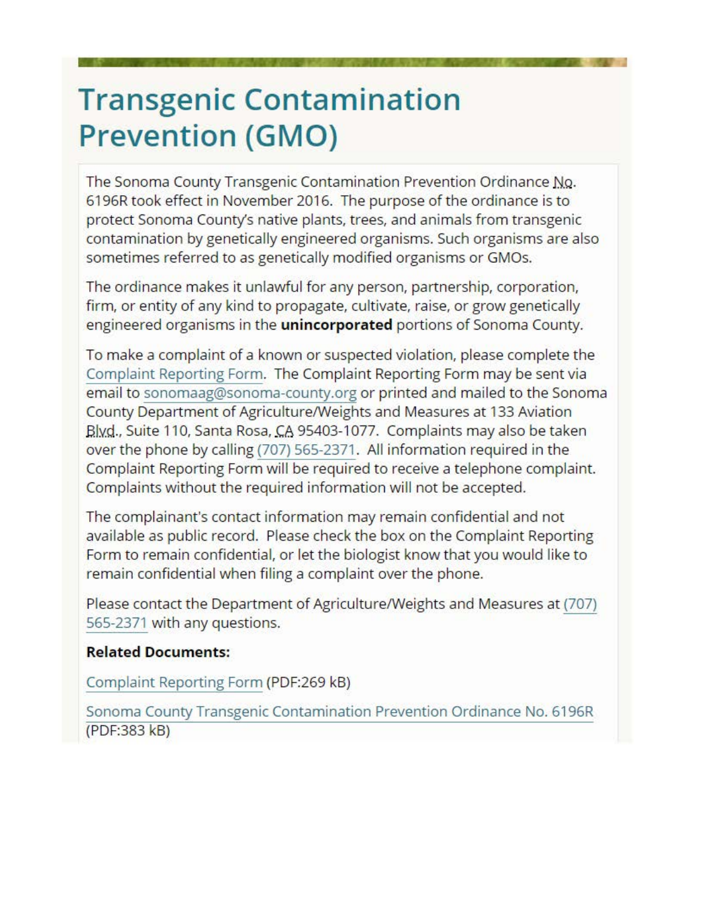# Transgenic Contamination Prevention (GMO)

The Sonoma County Transgenic Contamination Prevention Ordinance No. 6196R took effect in November 2016. The purpose of the ordinance is to protect Sonoma County's native plants, trees, and animals from transgenic contamination by genetically engineered organisms. Such organisms are also sometimes referred to as genetically modified organisms or GMOs.

The ordinance makes it unlawful for any person, partnership, corporation, firm, or entity of any kind to propagate, cultivate, raise, or grow genetically engineered organisms in the **unincorporated** portions of Sonoma County.

To make a complaint of a known or suspected violation, please complete the Complaint Reporting Form. The Complaint Reporting Form may be sent via email to sonomaag@sonoma-county.org or printed and mailed to the Sonoma County Department of Agriculture/Weights and Measures at 133 Aviation Blvd., Suite 110, Santa Rosa, CA 95403-1077. Complaints may also be taken over the phone by calling (707) 565-2371. All information required in the Complaint Reporting Form will be required to receive a telephone complaint. Complaints without the required information will not be accepted.

The complainant's contact information may remain confidential and not available as public record. Please check the box on the Complaint Reporting Form to remain confidential, or let the biologist know that you would like to remain confidential when filing a complaint over the phone.

Please contact the Department of Agriculture/Weights and Measures at (707) 565-2371 with any questions.

**Related Documents:**

Complaint Reporting Form (PDF:269 kB)

Sonoma County Transgenic Contamination Prevention Ordinance No. 6196R (PDF:383 kB)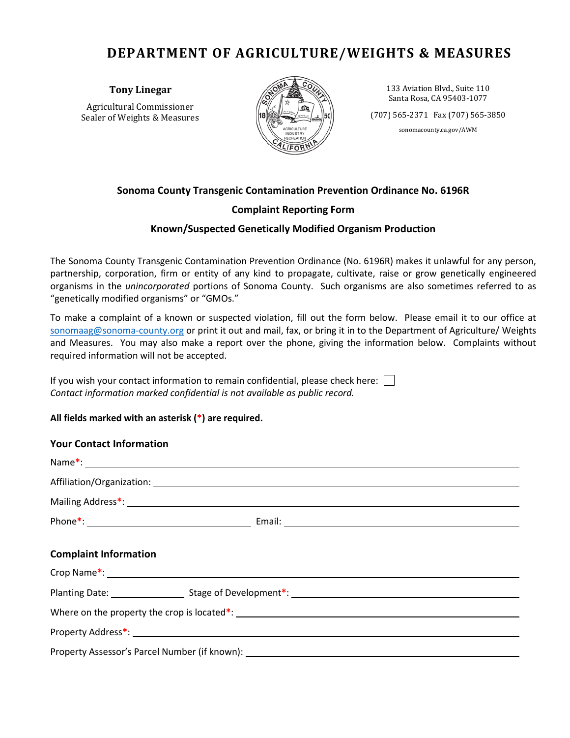# DEPARTMENT OF AGRICULTURE/WEIGHTS & MEASURES

**Tony Linegar**

Agricultural Commissioner
Sealer of Weights & Measures

133 Aviation Blvd., Suite 110
Santa Rosa, CA 95403-1077

(707) 565-2371 Fax (707) 565-3850

sonomacounty.ca.gov/AWM

**Sonoma County Transgenic Contamination Prevention Ordinance No. 6196R**

**Complaint Reporting Form**

**Known/Suspected Genetically Modified Organism Production**

The Sonoma County Transgenic Contamination Prevention Ordinance (No. 6196R) makes it unlawful for any person, partnership, corporation, firm or entity of any kind to propagate, cultivate, raise or grow genetically engineered organisms in the *unincorporated* portions of Sonoma County. Such organisms are also sometimes referred to as "genetically modified organisms" or "GMOs."

To make a complaint of a known or suspected violation, fill out the form below. Please email it to our office at sonomaag@sonoma-county.org or print it out and mail, fax, or bring it in to the Department of Agriculture/ Weights and Measures. You may also make a report over the phone, giving the information below. Complaints without required information will not be accepted.

If you wish your contact information to remain confidential, please check here: ☐
*Contact information marked confidential is not available as public record.*

**All fields marked with an asterisk (*) are required.**

### Your Contact Information

Name*: ______________________________

Affiliation/Organization: ______________________________

Mailing Address*: ______________________________

Phone*: ______________________________ Email: ______________________________

### Complaint Information

Crop Name*: ______________________________

Planting Date: ______________ Stage of Development*: ______________________________

Where on the property the crop is located*: ______________________________

Property Address*: ______________________________

Property Assessor's Parcel Number (if known): ______________________________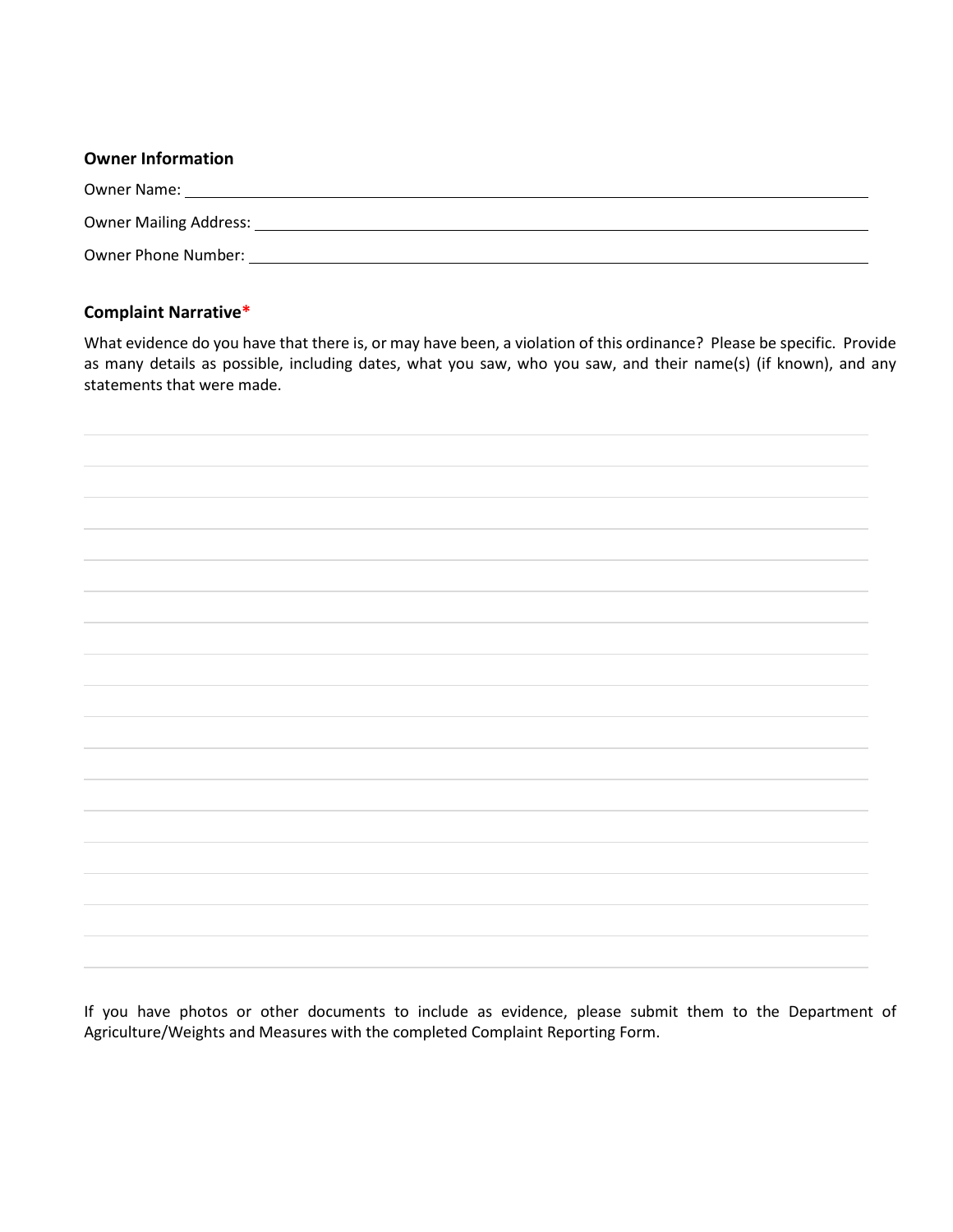**Owner Information**

Owner Name: ________________________________________________

Owner Mailing Address: ________________________________________________

Owner Phone Number: ________________________________________________

**Complaint Narrative***

What evidence do you have that there is, or may have been, a violation of this ordinance? Please be specific. Provide as many details as possible, including dates, what you saw, who you saw, and their name(s) (if known), and any statements that were made.

If you have photos or other documents to include as evidence, please submit them to the Department of Agriculture/Weights and Measures with the completed Complaint Reporting Form.